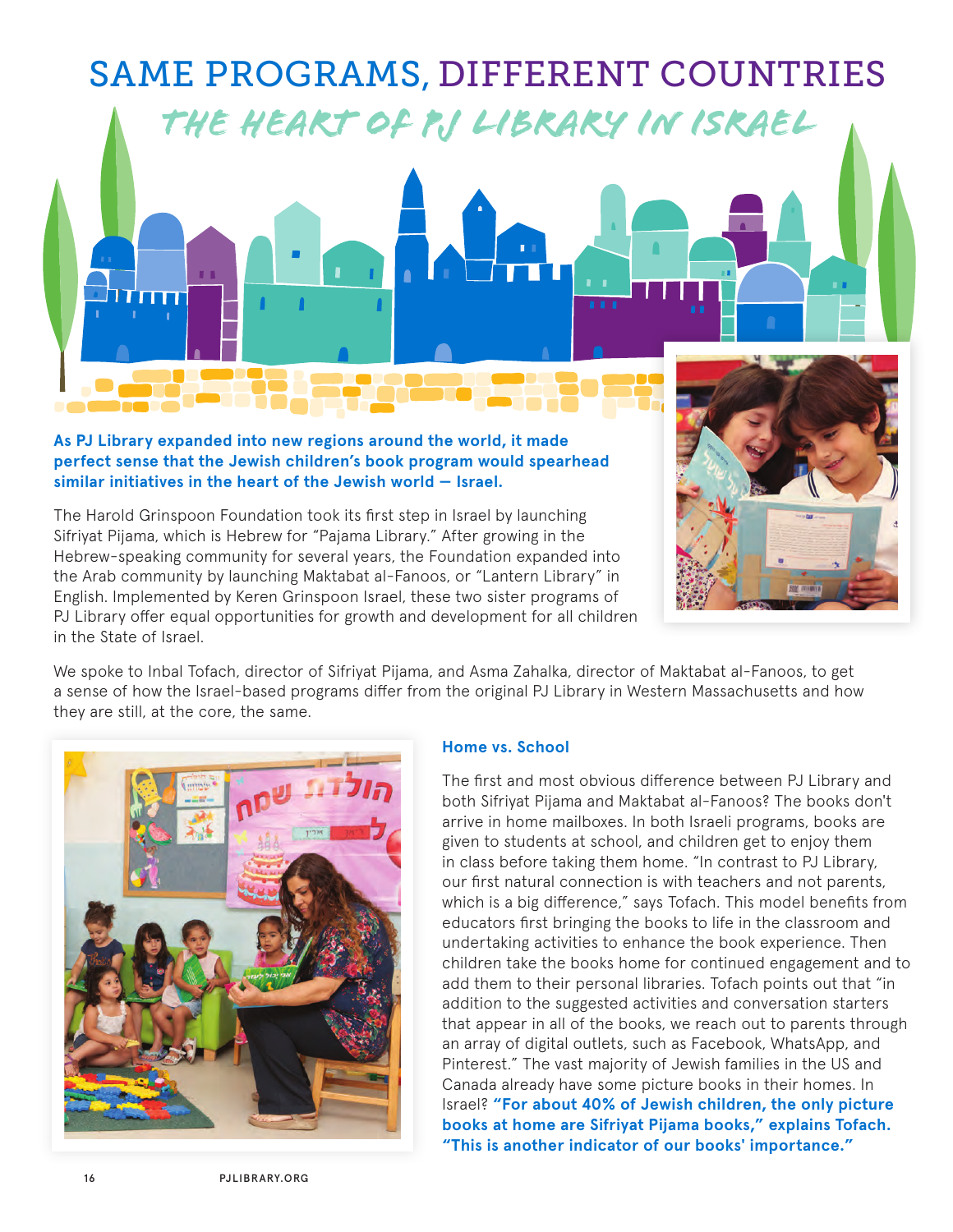# SAME PROGRAMS, DIFFERENT COUNTRIES

## THE HEART OF PJ LIBRARY IN ISRAEL

**As PJ Library expanded into new regions around the world, it made perfect sense that the Jewish children's book program would spearhead similar initiatives in the heart of the Jewish world — Israel.**

The Harold Grinspoon Foundation took its first step in Israel by launching Sifriyat Pijama, which is Hebrew for "Pajama Library." After growing in the Hebrew-speaking community for several years, the Foundation expanded into the Arab community by launching Maktabat al-Fanoos, or "Lantern Library" in English. Implemented by Keren Grinspoon Israel, these two sister programs of PJ Library offer equal opportunities for growth and development for all children in the State of Israel.

We spoke to Inbal Tofach, director of Sifriyat Pijama, and Asma Zahalka, director of Maktabat al-Fanoos, to get a sense of how the Israel-based programs differ from the original PJ Library in Western Massachusetts and how they are still, at the core, the same.

### Home vs. School

The first and most obvious difference between PJ Library and both Sifriyat Pijama and Maktabat al-Fanoos? The books don't arrive in home mailboxes. In both Israeli programs, books are given to students at school, and children get to enjoy them in class before taking them home. "In contrast to PJ Library, our first natural connection is with teachers and not parents, which is a big difference," says Tofach. This model benefits from educators first bringing the books to life in the classroom and undertaking activities to enhance the book experience. Then children take the books home for continued engagement and to add them to their personal libraries. Tofach points out that "in addition to the suggested activities and conversation starters that appear in all of the books, we reach out to parents through an array of digital outlets, such as Facebook, WhatsApp, and Pinterest." The vast majority of Jewish families in the US and Canada already have some picture books in their homes. In Israel? **"For about 40% of Jewish children, the only picture books at home are Sifriyat Pijama books," explains Tofach. "This is another indicator of our books' importance."**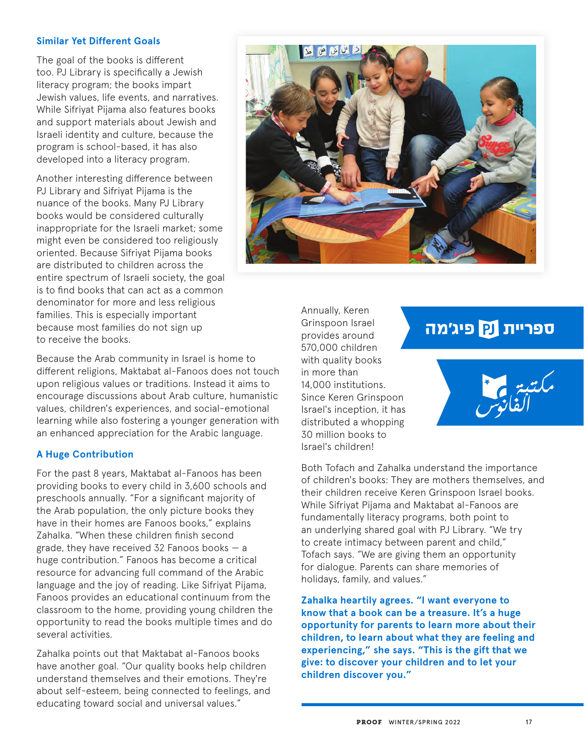### Similar Yet Different Goals

The goal of the books is different too. PJ Library is specifically a Jewish literacy program; the books impart Jewish values, life events, and narratives. While Sifriyat Pijama also features books and support materials about Jewish and Israeli identity and culture, because the program is school-based, it has also developed into a literacy program.

Another interesting difference between PJ Library and Sifriyat Pijama is the nuance of the books. Many PJ Library books would be considered culturally inappropriate for the Israeli market; some might even be considered too religiously oriented. Because Sifriyat Pijama books are distributed to children across the entire spectrum of Israeli society, the goal is to find books that can act as a common denominator for more and less religious families. This is especially important because most families do not sign up to receive the books.

Because the Arab community in Israel is home to different religions, Maktabat al-Fanoos does not touch upon religious values or traditions. Instead it aims to encourage discussions about Arab culture, humanistic values, children's experiences, and social-emotional learning while also fostering a younger generation with an enhanced appreciation for the Arabic language.

### A Huge Contribution

For the past 8 years, Maktabat al-Fanoos has been providing books to every child in 3,600 schools and preschools annually. "For a significant majority of the Arab population, the only picture books they have in their homes are Fanoos books," explains Zahalka. "When these children finish second grade, they have received 32 Fanoos books — a huge contribution." Fanoos has become a critical resource for advancing full command of the Arabic language and the joy of reading. Like Sifriyat Pijama, Fanoos provides an educational continuum from the classroom to the home, providing young children the opportunity to read the books multiple times and do several activities.

Zahalka points out that Maktabat al-Fanoos books have another goal. "Our quality books help children understand themselves and their emotions. They're about self-esteem, being connected to feelings, and educating toward social and universal values."

Annually, Keren Grinspoon Israel provides around 570,000 children with quality books in more than 14,000 institutions. Since Keren Grinspoon Israel's inception, it has distributed a whopping 30 million books to Israel's children!

ספריית PJ פיג'מה

مكتبة الفانوس

Both Tofach and Zahalka understand the importance of children's books: They are mothers themselves, and their children receive Keren Grinspoon Israel books. While Sifriyat Pijama and Maktabat al-Fanoos are fundamentally literacy programs, both point to an underlying shared goal with PJ Library. "We try to create intimacy between parent and child," Tofach says. "We are giving them an opportunity for dialogue. Parents can share memories of holidays, family, and values."

**Zahalka heartily agrees. "I want everyone to know that a book can be a treasure. It's a huge opportunity for parents to learn more about their children, to learn about what they are feeling and experiencing," she says. "This is the gift that we give: to discover your children and to let your children discover you."**